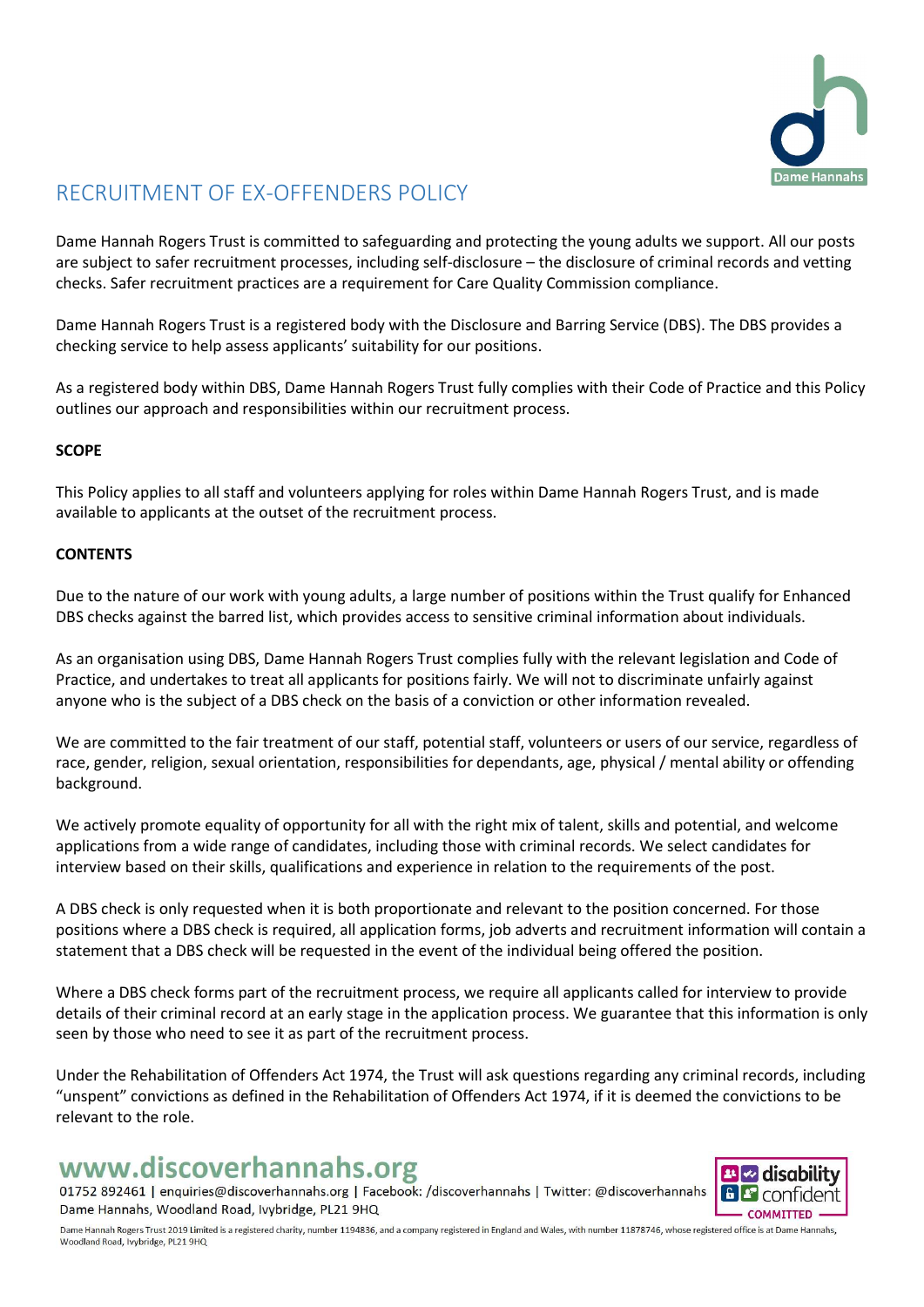# RECRUITMENT OF EX-OFFENDERS POLICY

Dame Hannah Rogers Trust is committed to safeguarding and protecting the young adults we support. All our posts are subject to safer recruitment processes, including self-disclosure – the disclosure of criminal records and vetting checks. Safer recruitment practices are a requirement for Care Quality Commission compliance.

Dame Hannah Rogers Trust is a registered body with the Disclosure and Barring Service (DBS). The DBS provides a checking service to help assess applicants' suitability for our positions.

As a registered body within DBS, Dame Hannah Rogers Trust fully complies with their Code of Practice and this Policy outlines our approach and responsibilities within our recruitment process.

**SCOPE**

This Policy applies to all staff and volunteers applying for roles within Dame Hannah Rogers Trust, and is made available to applicants at the outset of the recruitment process.

**CONTENTS**

Due to the nature of our work with young adults, a large number of positions within the Trust qualify for Enhanced DBS checks against the barred list, which provides access to sensitive criminal information about individuals.

As an organisation using DBS, Dame Hannah Rogers Trust complies fully with the relevant legislation and Code of Practice, and undertakes to treat all applicants for positions fairly. We will not to discriminate unfairly against anyone who is the subject of a DBS check on the basis of a conviction or other information revealed.

We are committed to the fair treatment of our staff, potential staff, volunteers or users of our service, regardless of race, gender, religion, sexual orientation, responsibilities for dependants, age, physical / mental ability or offending background.

We actively promote equality of opportunity for all with the right mix of talent, skills and potential, and welcome applications from a wide range of candidates, including those with criminal records. We select candidates for interview based on their skills, qualifications and experience in relation to the requirements of the post.

A DBS check is only requested when it is both proportionate and relevant to the position concerned. For those positions where a DBS check is required, all application forms, job adverts and recruitment information will contain a statement that a DBS check will be requested in the event of the individual being offered the position.

Where a DBS check forms part of the recruitment process, we require all applicants called for interview to provide details of their criminal record at an early stage in the application process. We guarantee that this information is only seen by those who need to see it as part of the recruitment process.

Under the Rehabilitation of Offenders Act 1974, the Trust will ask questions regarding any criminal records, including "unspent" convictions as defined in the Rehabilitation of Offenders Act 1974, if it is deemed the convictions to be relevant to the role.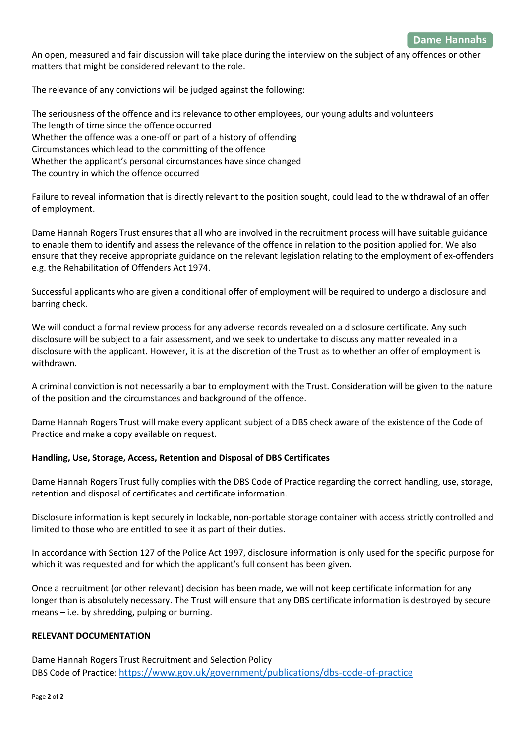An open, measured and fair discussion will take place during the interview on the subject of any offences or other matters that might be considered relevant to the role.

The relevance of any convictions will be judged against the following:

The seriousness of the offence and its relevance to other employees, our young adults and volunteers
The length of time since the offence occurred
Whether the offence was a one-off or part of a history of offending
Circumstances which lead to the committing of the offence
Whether the applicant's personal circumstances have since changed
The country in which the offence occurred

Failure to reveal information that is directly relevant to the position sought, could lead to the withdrawal of an offer of employment.

Dame Hannah Rogers Trust ensures that all who are involved in the recruitment process will have suitable guidance to enable them to identify and assess the relevance of the offence in relation to the position applied for. We also ensure that they receive appropriate guidance on the relevant legislation relating to the employment of ex-offenders e.g. the Rehabilitation of Offenders Act 1974.

Successful applicants who are given a conditional offer of employment will be required to undergo a disclosure and barring check.

We will conduct a formal review process for any adverse records revealed on a disclosure certificate. Any such disclosure will be subject to a fair assessment, and we seek to undertake to discuss any matter revealed in a disclosure with the applicant. However, it is at the discretion of the Trust as to whether an offer of employment is withdrawn.

A criminal conviction is not necessarily a bar to employment with the Trust. Consideration will be given to the nature of the position and the circumstances and background of the offence.

Dame Hannah Rogers Trust will make every applicant subject of a DBS check aware of the existence of the Code of Practice and make a copy available on request.

**Handling, Use, Storage, Access, Retention and Disposal of DBS Certificates**

Dame Hannah Rogers Trust fully complies with the DBS Code of Practice regarding the correct handling, use, storage, retention and disposal of certificates and certificate information.

Disclosure information is kept securely in lockable, non-portable storage container with access strictly controlled and limited to those who are entitled to see it as part of their duties.

In accordance with Section 127 of the Police Act 1997, disclosure information is only used for the specific purpose for which it was requested and for which the applicant's full consent has been given.

Once a recruitment (or other relevant) decision has been made, we will not keep certificate information for any longer than is absolutely necessary. The Trust will ensure that any DBS certificate information is destroyed by secure means – i.e. by shredding, pulping or burning.

**RELEVANT DOCUMENTATION**

Dame Hannah Rogers Trust Recruitment and Selection Policy
DBS Code of Practice: [https://www.gov.uk/government/publications/dbs-code-of-practice](https://www.gov.uk/government/publications/dbs-code-of-practice)